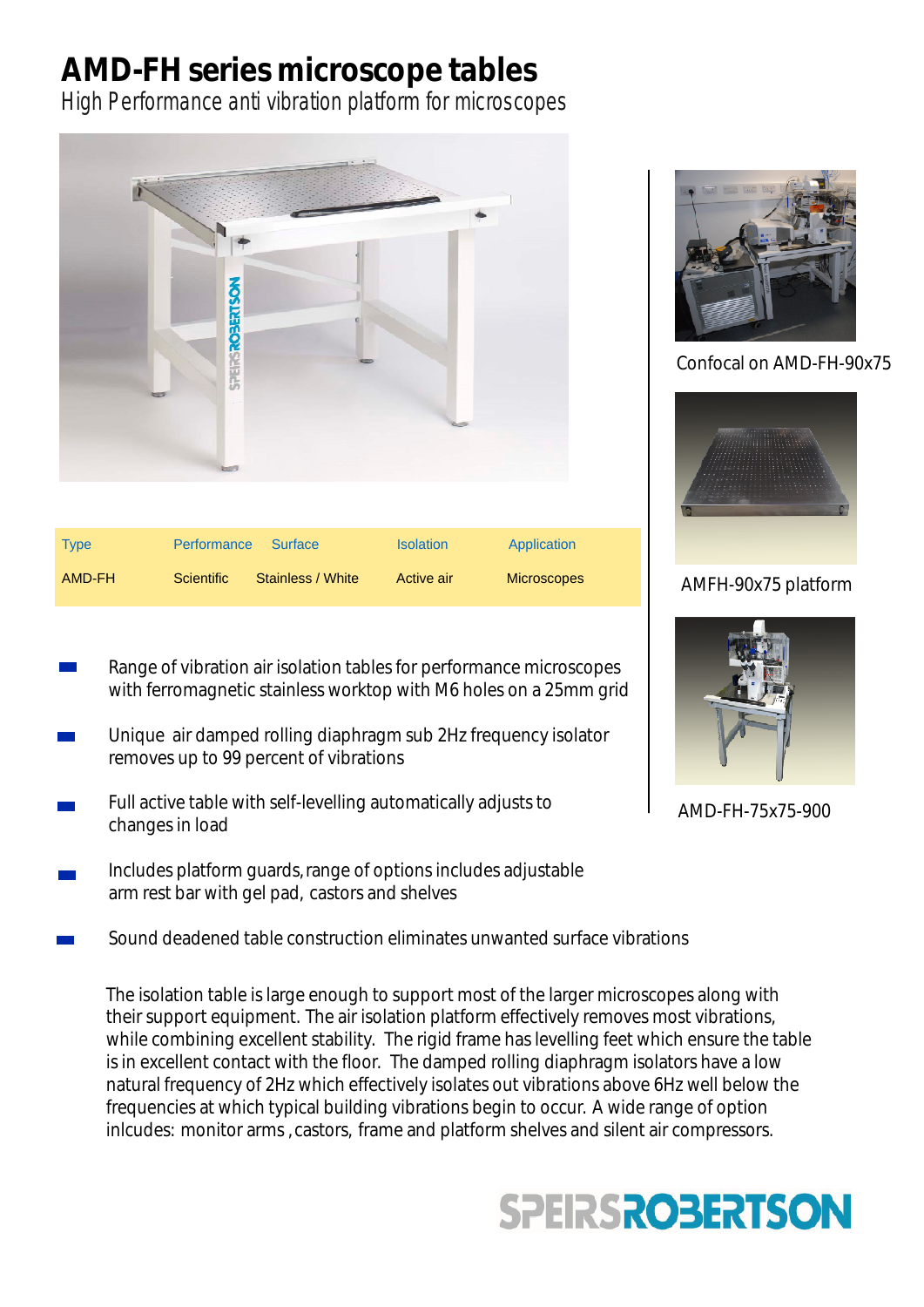# AMD-FH series microscope tables

*High Performance anti vibration platform for microscopes*

Confocal on AMD-FH-90x75

AMFH-90x75 platform

AMD-FH-75x75-900

| Type | Performance | Surface | Isolation | Application |
|---|---|---|---|---|
| AMD-FH | Scientific | Stainless / White | Active air | Microscopes |

- Range of vibration air isolation tables for performance microscopes with ferromagnetic stainless worktop with M6 holes on a 25mm grid
- Unique air damped rolling diaphragm sub 2Hz frequency isolator removes up to 99 percent of vibrations
- Full active table with self-levelling automatically adjusts to changes in load
- Includes platform guards, range of options includes adjustable arm rest bar with gel pad, castors and shelves
- Sound deadened table construction eliminates unwanted surface vibrations

The isolation table is large enough to support most of the larger microscopes along with their support equipment. The air isolation platform effectively removes most vibrations, while combining excellent stability. The rigid frame has levelling feet which ensure the table is in excellent contact with the floor. The damped rolling diaphragm isolators have a low natural frequency of 2Hz which effectively isolates out vibrations above 6Hz well below the frequencies at which typical building vibrations begin to occur. A wide range of option inlcudes: monitor arms , castors, frame and platform shelves and silent air compressors.

SPEIRSROBERTSON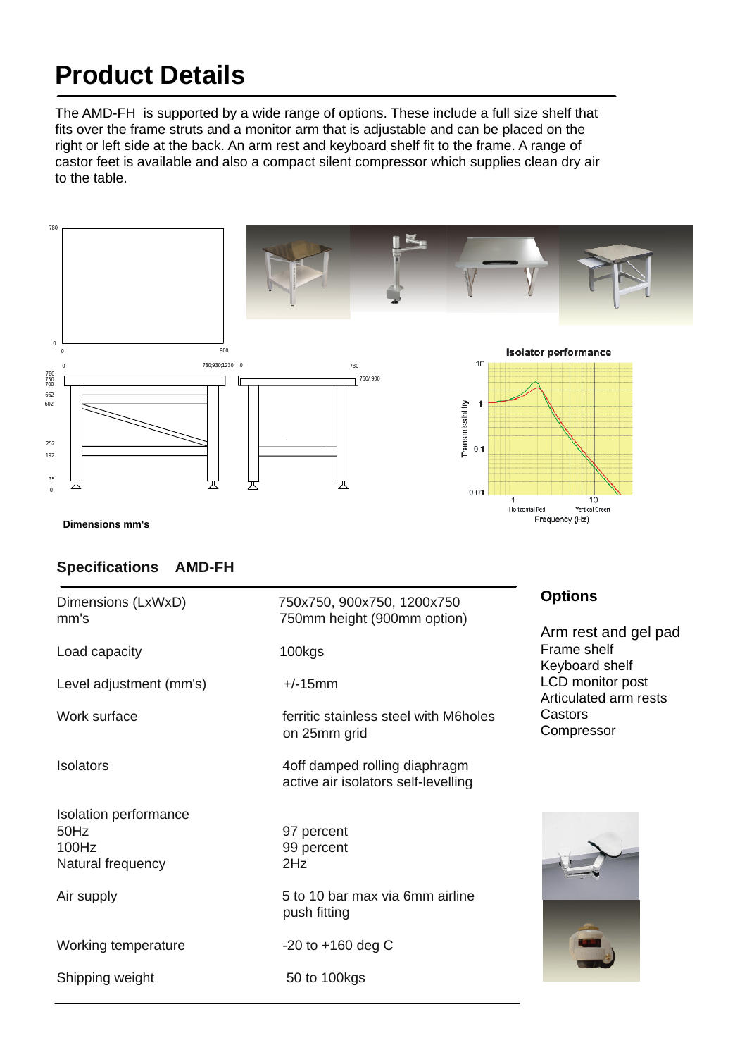# Product Details

The AMD-FH is supported by a wide range of options. These include a full size shelf that fits over the frame struts and a monitor arm that is adjustable and can be placed on the right or left side at the back. An arm rest and keyboard shelf fit to the frame. A range of castor feet is available and also a compact silent compressor which supplies clean dry air to the table.

780
0
0
900

0
780;930;1230
0
780
780
750
700
662
602
252
192
35
0
750/ 900

**Dimensions mm's**

**Isolator performance**

10
1
0.1
0.01
Transmissibility
1
10
Horizontal Red
Vertical Green
Frequency (Hz)

## Specifications AMD-FH

| | |
|---|---|
| Dimensions (LxWxD) mm's | 750x750, 900x750, 1200x750<br>750mm height (900mm option) |
| Load capacity | 100kgs |
| Level adjustment (mm's) | +/-15mm |
| Work surface | ferritic stainless steel with M6holes on 25mm grid |
| Isolators | 4off damped rolling diaphragm active air isolators self-levelling |
| Isolation performance | |
| 50Hz | 97 percent |
| 100Hz | 99 percent |
| Natural frequency | 2Hz |
| Air supply | 5 to 10 bar max via 6mm airline push fitting |
| Working temperature | -20 to +160 deg C |
| Shipping weight | 50 to 100kgs |

### Options

Arm rest and gel pad
Frame shelf
Keyboard shelf
LCD monitor post
Articulated arm rests
Castors
Compressor